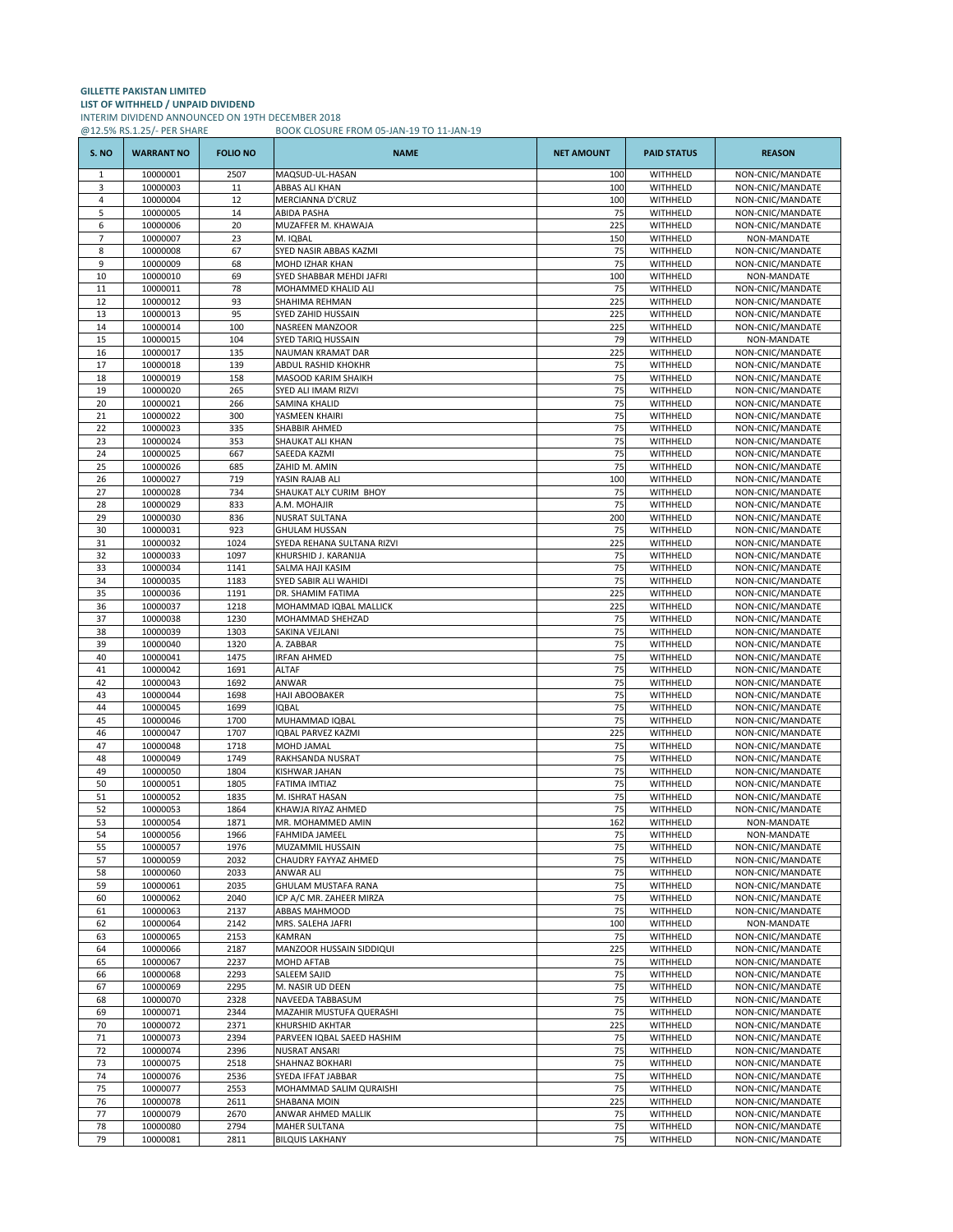**GILLETTE PAKISTAN LIMITED**
**LIST OF WITHHELD / UNPAID DIVIDEND**
INTERIM DIVIDEND ANNOUNCED ON 19TH DECEMBER 2018
@12.5% RS.1.25/- PER SHARE BOOK CLOSURE FROM 05-JAN-19 TO 11-JAN-19

| S. NO | WARRANT NO | FOLIO NO | NAME | NET AMOUNT | PAID STATUS | REASON |
|---|---|---|---|---|---|---|
| 1 | 10000001 | 2507 | MAQSUD-UL-HASAN | 100 | WITHHELD | NON-CNIC/MANDATE |
| 3 | 10000003 | 11 | ABBAS ALI KHAN | 100 | WITHHELD | NON-CNIC/MANDATE |
| 4 | 10000004 | 12 | MERCIANNA D'CRUZ | 100 | WITHHELD | NON-CNIC/MANDATE |
| 5 | 10000005 | 14 | ABIDA PASHA | 75 | WITHHELD | NON-CNIC/MANDATE |
| 6 | 10000006 | 20 | MUZAFFER M. KHAWAJA | 225 | WITHHELD | NON-CNIC/MANDATE |
| 7 | 10000007 | 23 | M. IQBAL | 150 | WITHHELD | NON-MANDATE |
| 8 | 10000008 | 67 | SYED NASIR ABBAS KAZMI | 75 | WITHHELD | NON-CNIC/MANDATE |
| 9 | 10000009 | 68 | MOHD IZHAR KHAN | 75 | WITHHELD | NON-CNIC/MANDATE |
| 10 | 10000010 | 69 | SYED SHABBAR MEHDI JAFRI | 100 | WITHHELD | NON-MANDATE |
| 11 | 10000011 | 78 | MOHAMMED KHALID ALI | 75 | WITHHELD | NON-CNIC/MANDATE |
| 12 | 10000012 | 93 | SHAHIMA REHMAN | 225 | WITHHELD | NON-CNIC/MANDATE |
| 13 | 10000013 | 95 | SYED ZAHID HUSSAIN | 225 | WITHHELD | NON-CNIC/MANDATE |
| 14 | 10000014 | 100 | NASREEN MANZOOR | 225 | WITHHELD | NON-CNIC/MANDATE |
| 15 | 10000015 | 104 | SYED TARIQ HUSSAIN | 79 | WITHHELD | NON-MANDATE |
| 16 | 10000017 | 135 | NAUMAN KRAMAT DAR | 225 | WITHHELD | NON-CNIC/MANDATE |
| 17 | 10000018 | 139 | ABDUL RASHID KHOKHR | 75 | WITHHELD | NON-CNIC/MANDATE |
| 18 | 10000019 | 158 | MASOOD KARIM SHAIKH | 75 | WITHHELD | NON-CNIC/MANDATE |
| 19 | 10000020 | 265 | SYED ALI IMAM RIZVI | 75 | WITHHELD | NON-CNIC/MANDATE |
| 20 | 10000021 | 266 | SAMINA KHALID | 75 | WITHHELD | NON-CNIC/MANDATE |
| 21 | 10000022 | 300 | YASMEEN KHAIRI | 75 | WITHHELD | NON-CNIC/MANDATE |
| 22 | 10000023 | 335 | SHABBIR AHMED | 75 | WITHHELD | NON-CNIC/MANDATE |
| 23 | 10000024 | 353 | SHAUKAT ALI KHAN | 75 | WITHHELD | NON-CNIC/MANDATE |
| 24 | 10000025 | 667 | SAEEDA KAZMI | 75 | WITHHELD | NON-CNIC/MANDATE |
| 25 | 10000026 | 685 | ZAHID M. AMIN | 75 | WITHHELD | NON-CNIC/MANDATE |
| 26 | 10000027 | 719 | YASIN RAJAB ALI | 100 | WITHHELD | NON-CNIC/MANDATE |
| 27 | 10000028 | 734 | SHAUKAT ALY CURIM BHOY | 75 | WITHHELD | NON-CNIC/MANDATE |
| 28 | 10000029 | 833 | A.M. MOHAJIR | 75 | WITHHELD | NON-CNIC/MANDATE |
| 29 | 10000030 | 836 | NUSRAT SULTANA | 200 | WITHHELD | NON-CNIC/MANDATE |
| 30 | 10000031 | 923 | GHULAM HUSSAN | 75 | WITHHELD | NON-CNIC/MANDATE |
| 31 | 10000032 | 1024 | SYEDA REHANA SULTANA RIZVI | 225 | WITHHELD | NON-CNIC/MANDATE |
| 32 | 10000033 | 1097 | KHURSHID J. KARANIJA | 75 | WITHHELD | NON-CNIC/MANDATE |
| 33 | 10000034 | 1141 | SALMA HAJI KASIM | 75 | WITHHELD | NON-CNIC/MANDATE |
| 34 | 10000035 | 1183 | SYED SABIR ALI WAHIDI | 75 | WITHHELD | NON-CNIC/MANDATE |
| 35 | 10000036 | 1191 | DR. SHAMIM FATIMA | 225 | WITHHELD | NON-CNIC/MANDATE |
| 36 | 10000037 | 1218 | MOHAMMAD IQBAL MALLICK | 225 | WITHHELD | NON-CNIC/MANDATE |
| 37 | 10000038 | 1230 | MOHAMMAD SHEHZAD | 75 | WITHHELD | NON-CNIC/MANDATE |
| 38 | 10000039 | 1303 | SAKINA VEJLANI | 75 | WITHHELD | NON-CNIC/MANDATE |
| 39 | 10000040 | 1320 | A. ZABBAR | 75 | WITHHELD | NON-CNIC/MANDATE |
| 40 | 10000041 | 1475 | IRFAN AHMED | 75 | WITHHELD | NON-CNIC/MANDATE |
| 41 | 10000042 | 1691 | ALTAF | 75 | WITHHELD | NON-CNIC/MANDATE |
| 42 | 10000043 | 1692 | ANWAR | 75 | WITHHELD | NON-CNIC/MANDATE |
| 43 | 10000044 | 1698 | HAJI ABOOBAKER | 75 | WITHHELD | NON-CNIC/MANDATE |
| 44 | 10000045 | 1699 | IQBAL | 75 | WITHHELD | NON-CNIC/MANDATE |
| 45 | 10000046 | 1700 | MUHAMMAD IQBAL | 75 | WITHHELD | NON-CNIC/MANDATE |
| 46 | 10000047 | 1707 | IQBAL PARVEZ KAZMI | 225 | WITHHELD | NON-CNIC/MANDATE |
| 47 | 10000048 | 1718 | MOHD JAMAL | 75 | WITHHELD | NON-CNIC/MANDATE |
| 48 | 10000049 | 1749 | RAKHSANDA NUSRAT | 75 | WITHHELD | NON-CNIC/MANDATE |
| 49 | 10000050 | 1804 | KISHWAR JAHAN | 75 | WITHHELD | NON-CNIC/MANDATE |
| 50 | 10000051 | 1805 | FATIMA IMTIAZ | 75 | WITHHELD | NON-CNIC/MANDATE |
| 51 | 10000052 | 1835 | M. ISHRAT HASAN | 75 | WITHHELD | NON-CNIC/MANDATE |
| 52 | 10000053 | 1864 | KHAWJA RIYAZ AHMED | 75 | WITHHELD | NON-CNIC/MANDATE |
| 53 | 10000054 | 1871 | MR. MOHAMMED AMIN | 162 | WITHHELD | NON-MANDATE |
| 54 | 10000056 | 1966 | FAHMIDA JAMEEL | 75 | WITHHELD | NON-MANDATE |
| 55 | 10000057 | 1976 | MUZAMMIL HUSSAIN | 75 | WITHHELD | NON-CNIC/MANDATE |
| 57 | 10000059 | 2032 | CHAUDRY FAYYAZ AHMED | 75 | WITHHELD | NON-CNIC/MANDATE |
| 58 | 10000060 | 2033 | ANWAR ALI | 75 | WITHHELD | NON-CNIC/MANDATE |
| 59 | 10000061 | 2035 | GHULAM MUSTAFA RANA | 75 | WITHHELD | NON-CNIC/MANDATE |
| 60 | 10000062 | 2040 | ICP A/C MR. ZAHEER MIRZA | 75 | WITHHELD | NON-CNIC/MANDATE |
| 61 | 10000063 | 2137 | ABBAS MAHMOOD | 75 | WITHHELD | NON-CNIC/MANDATE |
| 62 | 10000064 | 2142 | MRS. SALEHA JAFRI | 100 | WITHHELD | NON-MANDATE |
| 63 | 10000065 | 2153 | KAMRAN | 75 | WITHHELD | NON-CNIC/MANDATE |
| 64 | 10000066 | 2187 | MANZOOR HUSSAIN SIDDIQUI | 225 | WITHHELD | NON-CNIC/MANDATE |
| 65 | 10000067 | 2237 | MOHD AFTAB | 75 | WITHHELD | NON-CNIC/MANDATE |
| 66 | 10000068 | 2293 | SALEEM SAJID | 75 | WITHHELD | NON-CNIC/MANDATE |
| 67 | 10000069 | 2295 | M. NASIR UD DEEN | 75 | WITHHELD | NON-CNIC/MANDATE |
| 68 | 10000070 | 2328 | NAVEEDA TABBASUM | 75 | WITHHELD | NON-CNIC/MANDATE |
| 69 | 10000071 | 2344 | MAZAHIR MUSTUFA QUERASHI | 75 | WITHHELD | NON-CNIC/MANDATE |
| 70 | 10000072 | 2371 | KHURSHID AKHTAR | 225 | WITHHELD | NON-CNIC/MANDATE |
| 71 | 10000073 | 2394 | PARVEEN IQBAL SAEED HASHIM | 75 | WITHHELD | NON-CNIC/MANDATE |
| 72 | 10000074 | 2396 | NUSRAT ANSARI | 75 | WITHHELD | NON-CNIC/MANDATE |
| 73 | 10000075 | 2518 | SHAHNAZ BOKHARI | 75 | WITHHELD | NON-CNIC/MANDATE |
| 74 | 10000076 | 2536 | SYEDA IFFAT JABBAR | 75 | WITHHELD | NON-CNIC/MANDATE |
| 75 | 10000077 | 2553 | MOHAMMAD SALIM QURAISHI | 75 | WITHHELD | NON-CNIC/MANDATE |
| 76 | 10000078 | 2611 | SHABANA MOIN | 225 | WITHHELD | NON-CNIC/MANDATE |
| 77 | 10000079 | 2670 | ANWAR AHMED MALLIK | 75 | WITHHELD | NON-CNIC/MANDATE |
| 78 | 10000080 | 2794 | MAHER SULTANA | 75 | WITHHELD | NON-CNIC/MANDATE |
| 79 | 10000081 | 2811 | BILQUIS LAKHANY | 75 | WITHHELD | NON-CNIC/MANDATE |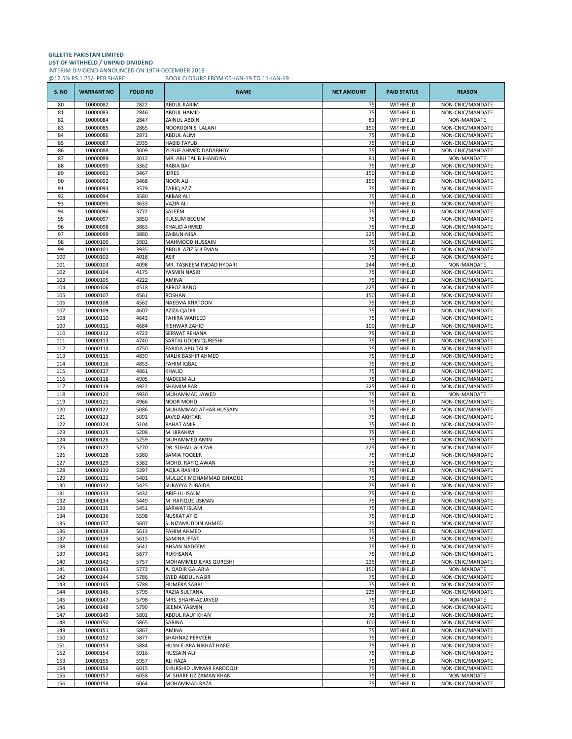**GILLETTE PAKISTAN LIMITED**
**LIST OF WITHHELD / UNPAID DIVIDEND**
INTERIM DIVIDEND ANNOUNCED ON 19TH DECEMBER 2018
@12.5% RS.1.25/- PER SHARE BOOK CLOSURE FROM 05-JAN-19 TO 11-JAN-19

| S. NO | WARRANT NO | FOLIO NO | NAME | NET AMOUNT | PAID STATUS | REASON |
|---|---|---|---|---|---|---|
| 80 | 10000082 | 2822 | ABDUL KARIM | 75 | WITHHELD | NON-CNIC/MANDATE |
| 81 | 10000083 | 2846 | ABDUL HAMID | 75 | WITHHELD | NON-CNIC/MANDATE |
| 82 | 10000084 | 2847 | ZAINUL ABDIN | 81 | WITHHELD | NON-MANDATE |
| 83 | 10000085 | 2865 | NOORDDIN S. LALANI | 150 | WITHHELD | NON-CNIC/MANDATE |
| 84 | 10000086 | 2871 | ABDUL ALIM | 75 | WITHHELD | NON-CNIC/MANDATE |
| 85 | 10000087 | 2935 | HABIB TAYUB | 75 | WITHHELD | NON-CNIC/MANDATE |
| 86 | 10000088 | 3009 | YUSUF AHMED DADABHOY | 75 | WITHHELD | NON-CNIC/MANDATE |
| 87 | 10000089 | 3012 | MR. ABU TALIB JHANDIYA | 81 | WITHHELD | NON-MANDATE |
| 88 | 10000090 | 3362 | RABIA BAI | 75 | WITHHELD | NON-CNIC/MANDATE |
| 89 | 10000091 | 3467 | IDRES | 150 | WITHHELD | NON-CNIC/MANDATE |
| 90 | 10000092 | 3468 | NOOR ALI | 150 | WITHHELD | NON-CNIC/MANDATE |
| 91 | 10000093 | 3579 | TARIQ AZIZ | 75 | WITHHELD | NON-CNIC/MANDATE |
| 92 | 10000094 | 3580 | AKBAR ALI | 75 | WITHHELD | NON-CNIC/MANDATE |
| 93 | 10000095 | 3633 | VAZIR ALI | 75 | WITHHELD | NON-CNIC/MANDATE |
| 94 | 10000096 | 3772 | SALEEM | 75 | WITHHELD | NON-CNIC/MANDATE |
| 95 | 10000097 | 3850 | KULSUM BEGUM | 75 | WITHHELD | NON-CNIC/MANDATE |
| 96 | 10000098 | 3863 | KHALID AHMED | 75 | WITHHELD | NON-CNIC/MANDATE |
| 97 | 10000099 | 3880 | ZAIBUN-NISA | 225 | WITHHELD | NON-CNIC/MANDATE |
| 98 | 10000100 | 3902 | MAHMOOD HUSSAIN | 75 | WITHHELD | NON-CNIC/MANDATE |
| 99 | 10000101 | 3935 | ABDUL AZIZ SULEMAN | 75 | WITHHELD | NON-CNIC/MANDATE |
| 100 | 10000102 | 4018 | ASIF | 75 | WITHHELD | NON-CNIC/MANDATE |
| 101 | 10000103 | 4098 | MR. TASNEEM IMDAD HYDARI | 244 | WITHHELD | NON-MANDATE |
| 102 | 10000104 | 4175 | YASMIN NASIR | 75 | WITHHELD | NON-CNIC/MANDATE |
| 103 | 10000105 | 4222 | AMINA | 75 | WITHHELD | NON-CNIC/MANDATE |
| 104 | 10000106 | 4518 | AFROZ BANO | 225 | WITHHELD | NON-CNIC/MANDATE |
| 105 | 10000107 | 4561 | ROSHAN | 150 | WITHHELD | NON-CNIC/MANDATE |
| 106 | 10000108 | 4562 | NAEEMA KHATOON | 75 | WITHHELD | NON-CNIC/MANDATE |
| 107 | 10000109 | 4607 | AZIZA QADIR | 75 | WITHHELD | NON-CNIC/MANDATE |
| 108 | 10000110 | 4643 | TAHIRA WAHEED | 75 | WITHHELD | NON-CNIC/MANDATE |
| 109 | 10000111 | 4684 | KISHWAR ZAHID | 100 | WITHHELD | NON-CNIC/MANDATE |
| 110 | 10000112 | 4723 | SERWAT REHANA | 75 | WITHHELD | NON-CNIC/MANDATE |
| 111 | 10000113 | 4740 | SARTAJ UDDIN QURESHI | 75 | WITHHELD | NON-CNIC/MANDATE |
| 112 | 10000114 | 4750 | FARIDA ABU TALIF | 75 | WITHHELD | NON-CNIC/MANDATE |
| 113 | 10000115 | 4839 | MALIK BASHIR AHMED | 75 | WITHHELD | NON-CNIC/MANDATE |
| 114 | 10000116 | 4853 | FAHIM IQBAL | 75 | WITHHELD | NON-CNIC/MANDATE |
| 115 | 10000117 | 4861 | KHALID | 75 | WITHHELD | NON-CNIC/MANDATE |
| 116 | 10000118 | 4905 | NADEEM ALI | 75 | WITHHELD | NON-CNIC/MANDATE |
| 117 | 10000119 | 4922 | SHAMIM BARI | 225 | WITHHELD | NON-CNIC/MANDATE |
| 118 | 10000120 | 4930 | MUHAMMAD JAWED | 75 | WITHHELD | NON-MANDATE |
| 119 | 10000121 | 4966 | NOOR MOHD | 75 | WITHHELD | NON-CNIC/MANDATE |
| 120 | 10000122 | 5086 | MUHAMMAD ATHAR HUSSAIN | 75 | WITHHELD | NON-CNIC/MANDATE |
| 121 | 10000123 | 5091 | JAVED AKHTAR | 75 | WITHHELD | NON-CNIC/MANDATE |
| 122 | 10000124 | 5104 | RAHAT AMIR | 75 | WITHHELD | NON-CNIC/MANDATE |
| 123 | 10000125 | 5208 | M. IBRAHIM | 75 | WITHHELD | NON-CNIC/MANDATE |
| 124 | 10000126 | 5259 | MUHAMMED AMIN | 75 | WITHHELD | NON-CNIC/MANDATE |
| 125 | 10000127 | 5270 | DR. SUHAIL GULZAR | 225 | WITHHELD | NON-CNIC/MANDATE |
| 126 | 10000128 | 5380 | SAMIA TOQEER | 75 | WITHHELD | NON-CNIC/MANDATE |
| 127 | 10000129 | 5382 | MOHD. RAFIQ AWAN | 75 | WITHHELD | NON-CNIC/MANDATE |
| 128 | 10000130 | 5397 | AQILA RASHID | 75 | WITHHELD | NON-CNIC/MANDATE |
| 129 | 10000131 | 5401 | MULLICK MOHAMMAD ISHAQUE | 75 | WITHHELD | NON-CNIC/MANDATE |
| 130 | 10000132 | 5425 | SURAYYA ZUBAIDA | 75 | WITHHELD | NON-CNIC/MANDATE |
| 131 | 10000133 | 5432 | ARIF-UL-ISALM | 75 | WITHHELD | NON-CNIC/MANDATE |
| 132 | 10000134 | 5449 | M. RAFIQUE USMAN | 75 | WITHHELD | NON-CNIC/MANDATE |
| 133 | 10000135 | 5451 | SARWAT ISLAM | 75 | WITHHELD | NON-CNIC/MANDATE |
| 134 | 10000136 | 5598 | NUSRAT ATIQ | 75 | WITHHELD | NON-CNIC/MANDATE |
| 135 | 10000137 | 5607 | S. NIZAMUDDIN AHMED | 75 | WITHHELD | NON-CNIC/MANDATE |
| 136 | 10000138 | 5613 | FAHIM AHMED | 75 | WITHHELD | NON-CNIC/MANDATE |
| 137 | 10000139 | 5615 | SAMINA IFFAT | 75 | WITHHELD | NON-CNIC/MANDATE |
| 138 | 10000140 | 5641 | AHSAN NADEEM | 75 | WITHHELD | NON-CNIC/MANDATE |
| 139 | 10000141 | 5677 | RUKHSANA | 75 | WITHHELD | NON-CNIC/MANDATE |
| 140 | 10000142 | 5757 | MOHAMMED ILYAS QURESHI | 225 | WITHHELD | NON-CNIC/MANDATE |
| 141 | 10000143 | 5773 | A. QADIR GALARIA | 150 | WITHHELD | NON-MANDATE |
| 142 | 10000144 | 5786 | SYED ABDUL NASIR | 75 | WITHHELD | NON-CNIC/MANDATE |
| 143 | 10000145 | 5788 | HUMERA SABRI | 75 | WITHHELD | NON-CNIC/MANDATE |
| 144 | 10000146 | 5795 | RAZIA SULTANA | 225 | WITHHELD | NON-CNIC/MANDATE |
| 145 | 10000147 | 5798 | MRS. SHAHNAZ JAVED | 75 | WITHHELD | NON-MANDATE |
| 146 | 10000148 | 5799 | SEEMA YASMIN | 75 | WITHHELD | NON-CNIC/MANDATE |
| 147 | 10000149 | 5801 | ABDUL RAUF KHAN | 75 | WITHHELD | NON-CNIC/MANDATE |
| 148 | 10000150 | 5865 | SABINA | 100 | WITHHELD | NON-CNIC/MANDATE |
| 149 | 10000151 | 5867 | AMINA | 75 | WITHHELD | NON-CNIC/MANDATE |
| 150 | 10000152 | 5877 | SHAHNAZ PERVEEN | 75 | WITHHELD | NON-CNIC/MANDATE |
| 151 | 10000153 | 5884 | HUSN-E-ARA NIKHAT HAFIZ | 75 | WITHHELD | NON-CNIC/MANDATE |
| 152 | 10000154 | 5916 | HUSSAIN ALI | 75 | WITHHELD | NON-CNIC/MANDATE |
| 153 | 10000155 | 5957 | ALI RAZA | 75 | WITHHELD | NON-CNIC/MANDATE |
| 154 | 10000156 | 6015 | KHURSHID UMMAR FAROOQUI | 75 | WITHHELD | NON-CNIC/MANDATE |
| 155 | 10000157 | 6058 | M. SHARF UZ ZAMAN KHAN | 75 | WITHHELD | NON-MANDATE |
| 156 | 10000158 | 6064 | MOHAMMAD RAZA | 75 | WITHHELD | NON-CNIC/MANDATE |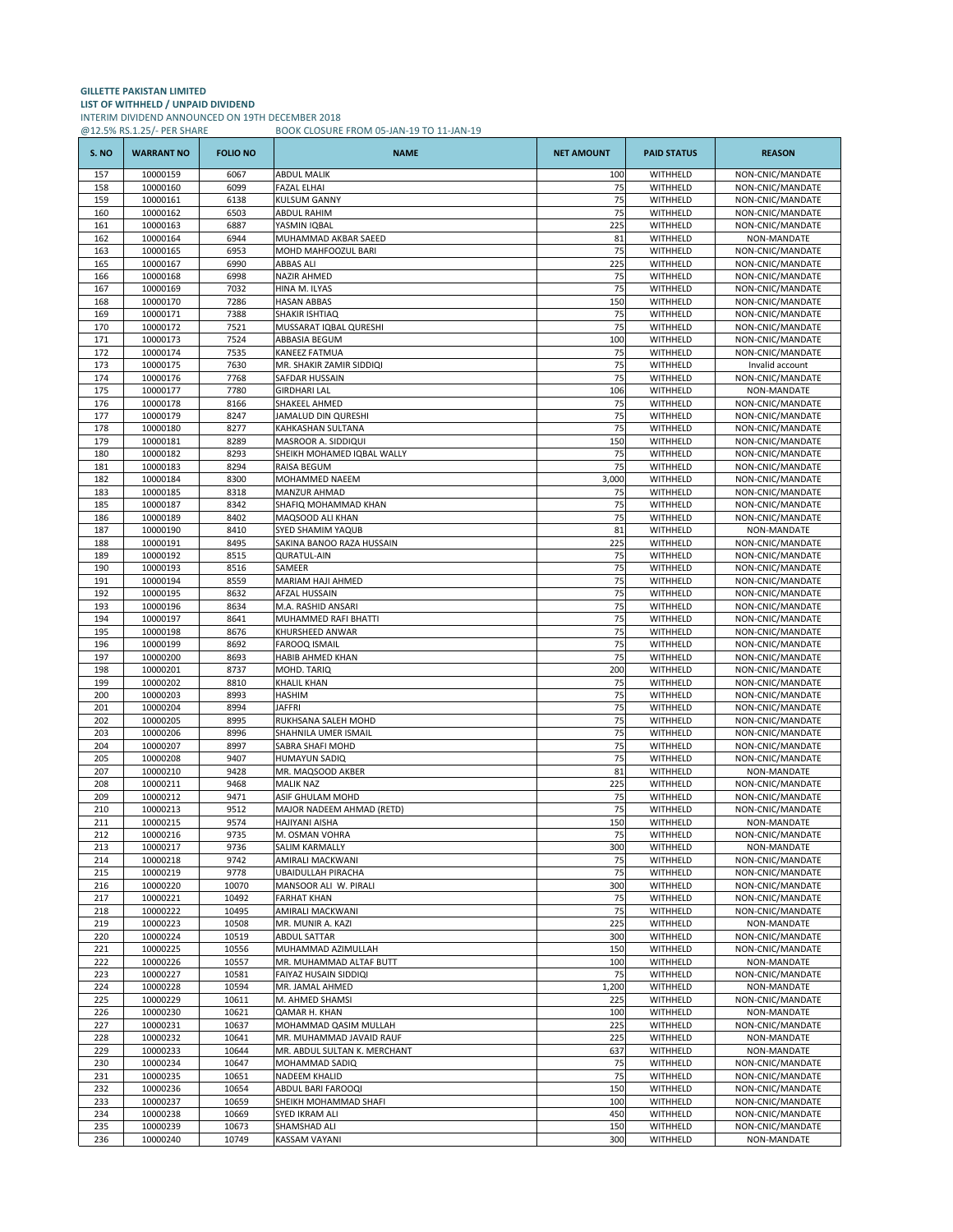**GILLETTE PAKISTAN LIMITED**
**LIST OF WITHHELD / UNPAID DIVIDEND**
INTERIM DIVIDEND ANNOUNCED ON 19TH DECEMBER 2018
@12.5% RS.1.25/- PER SHARE BOOK CLOSURE FROM 05-JAN-19 TO 11-JAN-19

| S. NO | WARRANT NO | FOLIO NO | NAME | NET AMOUNT | PAID STATUS | REASON |
|---|---|---|---|---|---|---|
| 157 | 10000159 | 6067 | ABDUL MALIK | 100 | WITHHELD | NON-CNIC/MANDATE |
| 158 | 10000160 | 6099 | FAZAL ELHAI | 75 | WITHHELD | NON-CNIC/MANDATE |
| 159 | 10000161 | 6138 | KULSUM GANNY | 75 | WITHHELD | NON-CNIC/MANDATE |
| 160 | 10000162 | 6503 | ABDUL RAHIM | 75 | WITHHELD | NON-CNIC/MANDATE |
| 161 | 10000163 | 6887 | YASMIN IQBAL | 225 | WITHHELD | NON-CNIC/MANDATE |
| 162 | 10000164 | 6944 | MUHAMMAD AKBAR SAEED | 81 | WITHHELD | NON-MANDATE |
| 163 | 10000165 | 6953 | MOHD MAHFOOZUL BARI | 75 | WITHHELD | NON-CNIC/MANDATE |
| 165 | 10000167 | 6990 | ABBAS ALI | 225 | WITHHELD | NON-CNIC/MANDATE |
| 166 | 10000168 | 6998 | NAZIR AHMED | 75 | WITHHELD | NON-CNIC/MANDATE |
| 167 | 10000169 | 7032 | HINA M. ILYAS | 75 | WITHHELD | NON-CNIC/MANDATE |
| 168 | 10000170 | 7286 | HASAN ABBAS | 150 | WITHHELD | NON-CNIC/MANDATE |
| 169 | 10000171 | 7388 | SHAKIR ISHTIAQ | 75 | WITHHELD | NON-CNIC/MANDATE |
| 170 | 10000172 | 7521 | MUSSARAT IQBAL QURESHI | 75 | WITHHELD | NON-CNIC/MANDATE |
| 171 | 10000173 | 7524 | ABBASIA BEGUM | 100 | WITHHELD | NON-CNIC/MANDATE |
| 172 | 10000174 | 7535 | KANEEZ FATMUA | 75 | WITHHELD | NON-CNIC/MANDATE |
| 173 | 10000175 | 7630 | MR. SHAKIR ZAMIR SIDDIQI | 75 | WITHHELD | Invalid account |
| 174 | 10000176 | 7768 | SAFDAR HUSSAIN | 75 | WITHHELD | NON-CNIC/MANDATE |
| 175 | 10000177 | 7780 | GIRDHARI LAL | 106 | WITHHELD | NON-MANDATE |
| 176 | 10000178 | 8166 | SHAKEEL AHMED | 75 | WITHHELD | NON-CNIC/MANDATE |
| 177 | 10000179 | 8247 | JAMALUD DIN QURESHI | 75 | WITHHELD | NON-CNIC/MANDATE |
| 178 | 10000180 | 8277 | KAHKASHAN SULTANA | 75 | WITHHELD | NON-CNIC/MANDATE |
| 179 | 10000181 | 8289 | MASROOR A. SIDDIQUI | 150 | WITHHELD | NON-CNIC/MANDATE |
| 180 | 10000182 | 8293 | SHEIKH MOHAMED IQBAL WALLY | 75 | WITHHELD | NON-CNIC/MANDATE |
| 181 | 10000183 | 8294 | RAISA BEGUM | 75 | WITHHELD | NON-CNIC/MANDATE |
| 182 | 10000184 | 8300 | MOHAMMED NAEEM | 3,000 | WITHHELD | NON-CNIC/MANDATE |
| 183 | 10000185 | 8318 | MANZUR AHMAD | 75 | WITHHELD | NON-CNIC/MANDATE |
| 185 | 10000187 | 8342 | SHAFIQ MOHAMMAD KHAN | 75 | WITHHELD | NON-CNIC/MANDATE |
| 186 | 10000189 | 8402 | MAQSOOD ALI KHAN | 75 | WITHHELD | NON-CNIC/MANDATE |
| 187 | 10000190 | 8410 | SYED SHAMIM YAQUB | 81 | WITHHELD | NON-MANDATE |
| 188 | 10000191 | 8495 | SAKINA BANOO RAZA HUSSAIN | 225 | WITHHELD | NON-CNIC/MANDATE |
| 189 | 10000192 | 8515 | QURATUL-AIN | 75 | WITHHELD | NON-CNIC/MANDATE |
| 190 | 10000193 | 8516 | SAMEER | 75 | WITHHELD | NON-CNIC/MANDATE |
| 191 | 10000194 | 8559 | MARIAM HAJI AHMED | 75 | WITHHELD | NON-CNIC/MANDATE |
| 192 | 10000195 | 8632 | AFZAL HUSSAIN | 75 | WITHHELD | NON-CNIC/MANDATE |
| 193 | 10000196 | 8634 | M.A. RASHID ANSARI | 75 | WITHHELD | NON-CNIC/MANDATE |
| 194 | 10000197 | 8641 | MUHAMMED RAFI BHATTI | 75 | WITHHELD | NON-CNIC/MANDATE |
| 195 | 10000198 | 8676 | KHURSHEED ANWAR | 75 | WITHHELD | NON-CNIC/MANDATE |
| 196 | 10000199 | 8692 | FAROOQ ISMAIL | 75 | WITHHELD | NON-CNIC/MANDATE |
| 197 | 10000200 | 8693 | HABIB AHMED KHAN | 75 | WITHHELD | NON-CNIC/MANDATE |
| 198 | 10000201 | 8737 | MOHD. TARIQ | 200 | WITHHELD | NON-CNIC/MANDATE |
| 199 | 10000202 | 8810 | KHALIL KHAN | 75 | WITHHELD | NON-CNIC/MANDATE |
| 200 | 10000203 | 8993 | HASHIM | 75 | WITHHELD | NON-CNIC/MANDATE |
| 201 | 10000204 | 8994 | JAFFRI | 75 | WITHHELD | NON-CNIC/MANDATE |
| 202 | 10000205 | 8995 | RUKHSANA SALEH MOHD | 75 | WITHHELD | NON-CNIC/MANDATE |
| 203 | 10000206 | 8996 | SHAHNILA UMER ISMAIL | 75 | WITHHELD | NON-CNIC/MANDATE |
| 204 | 10000207 | 8997 | SABRA SHAFI MOHD | 75 | WITHHELD | NON-CNIC/MANDATE |
| 205 | 10000208 | 9407 | HUMAYUN SADIQ | 75 | WITHHELD | NON-CNIC/MANDATE |
| 207 | 10000210 | 9428 | MR. MAQSOOD AKBER | 81 | WITHHELD | NON-MANDATE |
| 208 | 10000211 | 9468 | MALIK NAZ | 225 | WITHHELD | NON-CNIC/MANDATE |
| 209 | 10000212 | 9471 | ASIF GHULAM MOHD | 75 | WITHHELD | NON-CNIC/MANDATE |
| 210 | 10000213 | 9512 | MAJOR NADEEM AHMAD (RETD) | 75 | WITHHELD | NON-CNIC/MANDATE |
| 211 | 10000215 | 9574 | HAJIYANI AISHA | 150 | WITHHELD | NON-MANDATE |
| 212 | 10000216 | 9735 | M. OSMAN VOHRA | 75 | WITHHELD | NON-CNIC/MANDATE |
| 213 | 10000217 | 9736 | SALIM KARMALLY | 300 | WITHHELD | NON-MANDATE |
| 214 | 10000218 | 9742 | AMIRALI MACKWANI | 75 | WITHHELD | NON-CNIC/MANDATE |
| 215 | 10000219 | 9778 | UBAIDULLAH PIRACHA | 75 | WITHHELD | NON-CNIC/MANDATE |
| 216 | 10000220 | 10070 | MANSOOR ALI W. PIRALI | 300 | WITHHELD | NON-CNIC/MANDATE |
| 217 | 10000221 | 10492 | FARHAT KHAN | 75 | WITHHELD | NON-CNIC/MANDATE |
| 218 | 10000222 | 10495 | AMIRALI MACKWANI | 75 | WITHHELD | NON-CNIC/MANDATE |
| 219 | 10000223 | 10508 | MR. MUNIR A. KAZI | 225 | WITHHELD | NON-MANDATE |
| 220 | 10000224 | 10519 | ABDUL SATTAR | 300 | WITHHELD | NON-CNIC/MANDATE |
| 221 | 10000225 | 10556 | MUHAMMAD AZIMULLAH | 150 | WITHHELD | NON-CNIC/MANDATE |
| 222 | 10000226 | 10557 | MR. MUHAMMAD ALTAF BUTT | 100 | WITHHELD | NON-MANDATE |
| 223 | 10000227 | 10581 | FAIYAZ HUSAIN SIDDIQI | 75 | WITHHELD | NON-CNIC/MANDATE |
| 224 | 10000228 | 10594 | MR. JAMAL AHMED | 1,200 | WITHHELD | NON-MANDATE |
| 225 | 10000229 | 10611 | M. AHMED SHAMSI | 225 | WITHHELD | NON-CNIC/MANDATE |
| 226 | 10000230 | 10621 | QAMAR H. KHAN | 100 | WITHHELD | NON-MANDATE |
| 227 | 10000231 | 10637 | MOHAMMAD QASIM MULLAH | 225 | WITHHELD | NON-CNIC/MANDATE |
| 228 | 10000232 | 10641 | MR. MUHAMMAD JAVAID RAUF | 225 | WITHHELD | NON-MANDATE |
| 229 | 10000233 | 10644 | MR. ABDUL SULTAN K. MERCHANT | 637 | WITHHELD | NON-MANDATE |
| 230 | 10000234 | 10647 | MOHAMMAD SADIQ | 75 | WITHHELD | NON-CNIC/MANDATE |
| 231 | 10000235 | 10651 | NADEEM KHALID | 75 | WITHHELD | NON-CNIC/MANDATE |
| 232 | 10000236 | 10654 | ABDUL BARI FAROOQI | 150 | WITHHELD | NON-CNIC/MANDATE |
| 233 | 10000237 | 10659 | SHEIKH MOHAMMAD SHAFI | 100 | WITHHELD | NON-CNIC/MANDATE |
| 234 | 10000238 | 10669 | SYED IKRAM ALI | 450 | WITHHELD | NON-CNIC/MANDATE |
| 235 | 10000239 | 10673 | SHAMSHAD ALI | 150 | WITHHELD | NON-CNIC/MANDATE |
| 236 | 10000240 | 10749 | KASSAM VAYANI | 300 | WITHHELD | NON-MANDATE |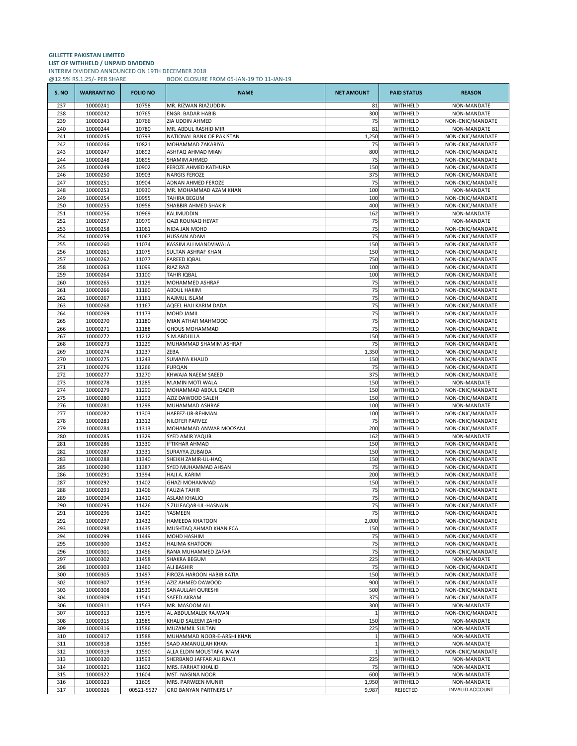**GILLETTE PAKISTAN LIMITED**
**LIST OF WITHHELD / UNPAID DIVIDEND**
INTERIM DIVIDEND ANNOUNCED ON 19TH DECEMBER 2018
@12.5% RS.1.25/- PER SHARE BOOK CLOSURE FROM 05-JAN-19 TO 11-JAN-19

| S. NO | WARRANT NO | FOLIO NO | NAME | NET AMOUNT | PAID STATUS | REASON |
|---|---|---|---|---|---|---|
| 237 | 10000241 | 10758 | MR. RIZWAN RIAZUDDIN | 81 | WITHHELD | NON-MANDATE |
| 238 | 10000242 | 10765 | ENGR. BADAR HABIB | 300 | WITHHELD | NON-MANDATE |
| 239 | 10000243 | 10766 | ZIA UDDIN AHMED | 75 | WITHHELD | NON-CNIC/MANDATE |
| 240 | 10000244 | 10780 | MR. ABDUL RASHID MIR | 81 | WITHHELD | NON-MANDATE |
| 241 | 10000245 | 10793 | NATIONAL BANK OF PAKISTAN | 1,250 | WITHHELD | NON-CNIC/MANDATE |
| 242 | 10000246 | 10821 | MOHAMMAD ZAKARIYA | 75 | WITHHELD | NON-CNIC/MANDATE |
| 243 | 10000247 | 10892 | ASHFAQ AHMAD MIAN | 800 | WITHHELD | NON-CNIC/MANDATE |
| 244 | 10000248 | 10895 | SHAMIM AHMED | 75 | WITHHELD | NON-CNIC/MANDATE |
| 245 | 10000249 | 10902 | FEROZE AHMED KATHURIA | 150 | WITHHELD | NON-CNIC/MANDATE |
| 246 | 10000250 | 10903 | NARGIS FEROZE | 375 | WITHHELD | NON-CNIC/MANDATE |
| 247 | 10000251 | 10904 | ADNAN AHMED FEROZE | 75 | WITHHELD | NON-CNIC/MANDATE |
| 248 | 10000253 | 10930 | MR. MOHAMMAD AZAM KHAN | 100 | WITHHELD | NON-MANDATE |
| 249 | 10000254 | 10955 | TAHIRA BEGUM | 100 | WITHHELD | NON-CNIC/MANDATE |
| 250 | 10000255 | 10958 | SHABBIR AHMED SHAKIR | 400 | WITHHELD | NON-CNIC/MANDATE |
| 251 | 10000256 | 10969 | KALIMUDDIN | 162 | WITHHELD | NON-MANDATE |
| 252 | 10000257 | 10979 | QAZI ROUNAQ HEYAT | 75 | WITHHELD | NON-MANDATE |
| 253 | 10000258 | 11061 | NIDA JAN MOHD | 75 | WITHHELD | NON-CNIC/MANDATE |
| 254 | 10000259 | 11067 | HUSSAIN ADAM | 75 | WITHHELD | NON-CNIC/MANDATE |
| 255 | 10000260 | 11074 | KASSIM ALI MANDVIWALA | 150 | WITHHELD | NON-CNIC/MANDATE |
| 256 | 10000261 | 11075 | SULTAN ASHRAF KHAN | 150 | WITHHELD | NON-CNIC/MANDATE |
| 257 | 10000262 | 11077 | FAREED IQBAL | 750 | WITHHELD | NON-CNIC/MANDATE |
| 258 | 10000263 | 11099 | RIAZ RAZI | 100 | WITHHELD | NON-CNIC/MANDATE |
| 259 | 10000264 | 11100 | TAHIR IQBAL | 100 | WITHHELD | NON-CNIC/MANDATE |
| 260 | 10000265 | 11129 | MOHAMMED ASHRAF | 75 | WITHHELD | NON-CNIC/MANDATE |
| 261 | 10000266 | 11160 | ABDUL HAKIM | 75 | WITHHELD | NON-CNIC/MANDATE |
| 262 | 10000267 | 11161 | NAJMUL ISLAM | 75 | WITHHELD | NON-CNIC/MANDATE |
| 263 | 10000268 | 11167 | AQEEL HAJI KARIM DADA | 75 | WITHHELD | NON-CNIC/MANDATE |
| 264 | 10000269 | 11173 | MOHD JAMIL | 75 | WITHHELD | NON-CNIC/MANDATE |
| 265 | 10000270 | 11180 | MIAN ATHAR MAHMOOD | 75 | WITHHELD | NON-CNIC/MANDATE |
| 266 | 10000271 | 11188 | GHOUS MOHAMMAD | 75 | WITHHELD | NON-CNIC/MANDATE |
| 267 | 10000272 | 11212 | S.M.ABDULLA | 150 | WITHHELD | NON-CNIC/MANDATE |
| 268 | 10000273 | 11229 | MUHAMMAD SHAMIM ASHRAF | 75 | WITHHELD | NON-CNIC/MANDATE |
| 269 | 10000274 | 11237 | ZEBA | 1,350 | WITHHELD | NON-CNIC/MANDATE |
| 270 | 10000275 | 11243 | SUMAIYA KHALID | 150 | WITHHELD | NON-CNIC/MANDATE |
| 271 | 10000276 | 11266 | FURQAN | 75 | WITHHELD | NON-CNIC/MANDATE |
| 272 | 10000277 | 11270 | KHWAJA NAEEM SAEED | 375 | WITHHELD | NON-CNIC/MANDATE |
| 273 | 10000278 | 11285 | M.AMIN MOTI WALA | 150 | WITHHELD | NON-MANDATE |
| 274 | 10000279 | 11290 | MOHAMMAD ABDUL QADIR | 150 | WITHHELD | NON-CNIC/MANDATE |
| 275 | 10000280 | 11293 | AZIZ DAWOOD SALEH | 150 | WITHHELD | NON-CNIC/MANDATE |
| 276 | 10000281 | 11298 | MUHAMMAD ASHRAF | 100 | WITHHELD | NON-MANDATE |
| 277 | 10000282 | 11303 | HAFEEZ-UR-REHMAN | 100 | WITHHELD | NON-CNIC/MANDATE |
| 278 | 10000283 | 11312 | NILOFER PARVEZ | 75 | WITHHELD | NON-CNIC/MANDATE |
| 279 | 10000284 | 11313 | MOHAMMAD ANWAR MOOSANI | 200 | WITHHELD | NON-CNIC/MANDATE |
| 280 | 10000285 | 11329 | SYED AMIR YAQUB | 162 | WITHHELD | NON-MANDATE |
| 281 | 10000286 | 11330 | IFTIKHAR AHMAD | 150 | WITHHELD | NON-CNIC/MANDATE |
| 282 | 10000287 | 11331 | SURAYYA ZUBAIDA | 150 | WITHHELD | NON-CNIC/MANDATE |
| 283 | 10000288 | 11340 | SHEIKH ZAMIR-UL-HAQ | 150 | WITHHELD | NON-CNIC/MANDATE |
| 285 | 10000290 | 11387 | SYED MUHAMMAD AHSAN | 75 | WITHHELD | NON-CNIC/MANDATE |
| 286 | 10000291 | 11394 | HAJI A. KARIM | 200 | WITHHELD | NON-CNIC/MANDATE |
| 287 | 10000292 | 11402 | GHAZI MOHAMMAD | 150 | WITHHELD | NON-CNIC/MANDATE |
| 288 | 10000293 | 11406 | FAUZIA TAHIR | 75 | WITHHELD | NON-CNIC/MANDATE |
| 289 | 10000294 | 11410 | ASLAM KHALIQ | 75 | WITHHELD | NON-CNIC/MANDATE |
| 290 | 10000295 | 11426 | S.ZULFAQAR-UL-HASNAIN | 75 | WITHHELD | NON-CNIC/MANDATE |
| 291 | 10000296 | 11429 | YASMEEN | 75 | WITHHELD | NON-CNIC/MANDATE |
| 292 | 10000297 | 11432 | HAMEEDA KHATOON | 2,000 | WITHHELD | NON-CNIC/MANDATE |
| 293 | 10000298 | 11435 | MUSHTAQ AHMAD KHAN FCA | 150 | WITHHELD | NON-CNIC/MANDATE |
| 294 | 10000299 | 11449 | MOHD HASHIM | 75 | WITHHELD | NON-CNIC/MANDATE |
| 295 | 10000300 | 11452 | HALIMA KHATOON | 75 | WITHHELD | NON-CNIC/MANDATE |
| 296 | 10000301 | 11456 | RANA MUHAMMED ZAFAR | 75 | WITHHELD | NON-CNIC/MANDATE |
| 297 | 10000302 | 11458 | SHAKRA BEGUM | 225 | WITHHELD | NON-MANDATE |
| 298 | 10000303 | 11460 | ALI BASHIR | 75 | WITHHELD | NON-CNIC/MANDATE |
| 300 | 10000305 | 11497 | FIROZA HAROON HABIB KATIA | 150 | WITHHELD | NON-CNIC/MANDATE |
| 302 | 10000307 | 11536 | AZIZ AHMED DAWOOD | 900 | WITHHELD | NON-CNIC/MANDATE |
| 303 | 10000308 | 11539 | SANAULLAH QURESHI | 500 | WITHHELD | NON-CNIC/MANDATE |
| 304 | 10000309 | 11541 | SAEED AKRAM | 375 | WITHHELD | NON-CNIC/MANDATE |
| 306 | 10000311 | 11563 | MR. MASOOM ALI | 300 | WITHHELD | NON-MANDATE |
| 307 | 10000313 | 11575 | AL ABDULMALEK RAJWANI | 1 | WITHHELD | NON-CNIC/MANDATE |
| 308 | 10000315 | 11585 | KHALID SALEEM ZAHID | 150 | WITHHELD | NON-MANDATE |
| 309 | 10000316 | 11586 | MUZAMMIL SULTAN | 225 | WITHHELD | NON-MANDATE |
| 310 | 10000317 | 11588 | MUHAMMAD NOOR-E-ARSHI KHAN | 1 | WITHHELD | NON-MANDATE |
| 311 | 10000318 | 11589 | SAAD AMANULLAH KHAN | 1 | WITHHELD | NON-MANDATE |
| 312 | 10000319 | 11590 | ALLA ELDIN MOUSTAFA IMAM | 1 | WITHHELD | NON-CNIC/MANDATE |
| 313 | 10000320 | 11593 | SHERBANO JAFFAR ALI RAVJI | 225 | WITHHELD | NON-MANDATE |
| 314 | 10000321 | 11602 | MRS. FARHAT KHALID | 75 | WITHHELD | NON-MANDATE |
| 315 | 10000322 | 11604 | MST. NAGINA NOOR | 600 | WITHHELD | NON-MANDATE |
| 316 | 10000323 | 11605 | MRS. PARWEEN MUNIR | 1,950 | WITHHELD | NON-MANDATE |
| 317 | 10000326 | 00521-5527 | GRO BANYAN PARTNERS LP | 9,987 | REJECTED | INVALID ACCOUNT |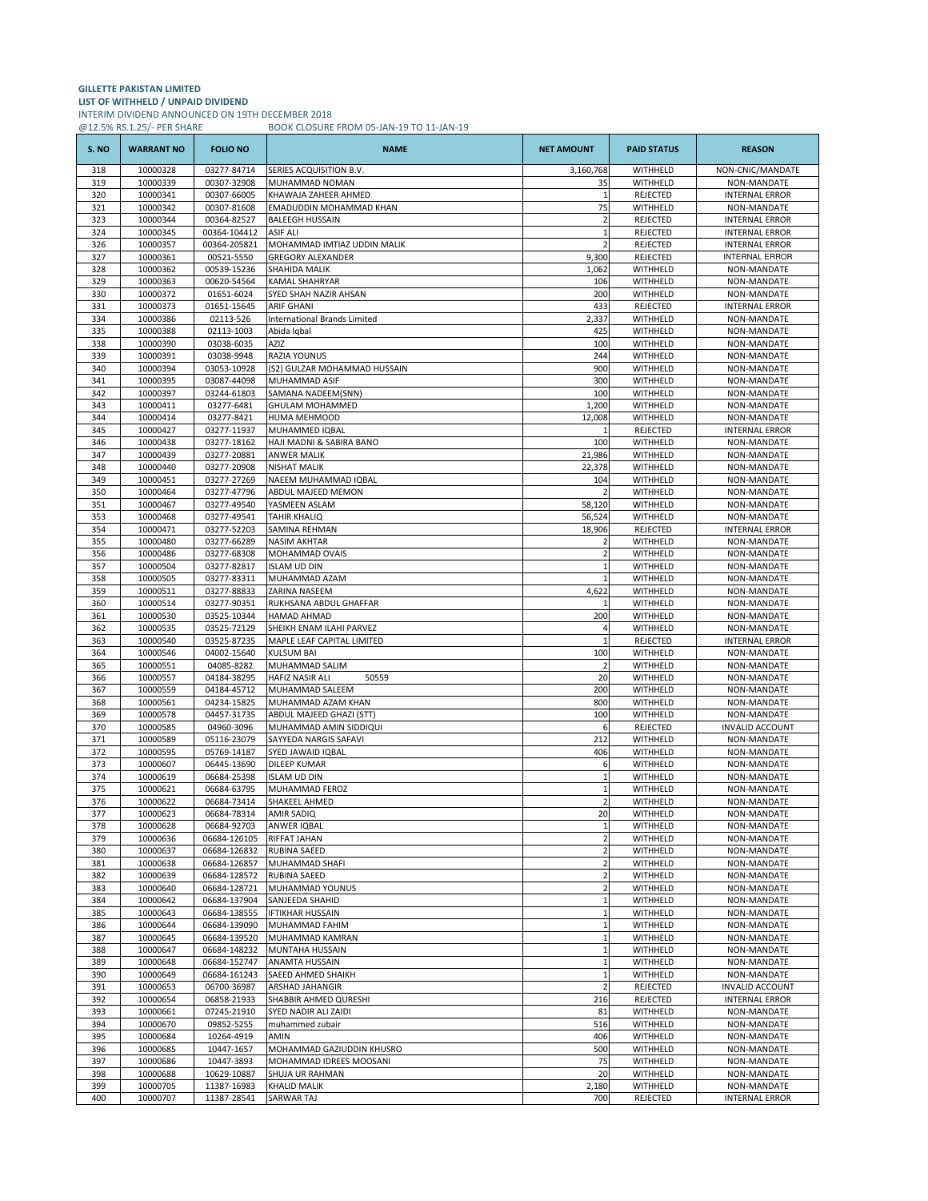**GILLETTE PAKISTAN LIMITED**
**LIST OF WITHHELD / UNPAID DIVIDEND**
INTERIM DIVIDEND ANNOUNCED ON 19TH DECEMBER 2018
@12.5% RS.1.25/- PER SHARE BOOK CLOSURE FROM 05-JAN-19 TO 11-JAN-19

| S. NO | WARRANT NO | FOLIO NO | NAME | NET AMOUNT | PAID STATUS | REASON |
|---|---|---|---|---|---|---|
| 318 | 10000328 | 03277-84714 | SERIES ACQUISITION B.V. | 3,160,768 | WITHHELD | NON-CNIC/MANDATE |
| 319 | 10000339 | 00307-32908 | MUHAMMAD NOMAN | 35 | WITHHELD | NON-MANDATE |
| 320 | 10000341 | 00307-66005 | KHAWAJA ZAHEER AHMED | 1 | REJECTED | INTERNAL ERROR |
| 321 | 10000342 | 00307-81608 | EMADUDDIN MOHAMMAD KHAN | 75 | WITHHELD | NON-MANDATE |
| 323 | 10000344 | 00364-82527 | BALEEGH HUSSAIN | 2 | REJECTED | INTERNAL ERROR |
| 324 | 10000345 | 00364-104412 | ASIF ALI | 1 | REJECTED | INTERNAL ERROR |
| 326 | 10000357 | 00364-205821 | MOHAMMAD IMTIAZ UDDIN MALIK | 2 | REJECTED | INTERNAL ERROR |
| 327 | 10000361 | 00521-5550 | GREGORY ALEXANDER | 9,300 | REJECTED | INTERNAL ERROR |
| 328 | 10000362 | 00539-15236 | SHAHIDA MALIK | 1,062 | WITHHELD | NON-MANDATE |
| 329 | 10000363 | 00620-54564 | KAMAL SHAHRYAR | 106 | WITHHELD | NON-MANDATE |
| 330 | 10000372 | 01651-6024 | SYED SHAH NAZIR AHSAN | 200 | WITHHELD | NON-MANDATE |
| 331 | 10000373 | 01651-15645 | ARIF GHANI | 433 | REJECTED | INTERNAL ERROR |
| 334 | 10000386 | 02113-526 | International Brands Limited | 2,337 | WITHHELD | NON-MANDATE |
| 335 | 10000388 | 02113-1003 | Abida Iqbal | 425 | WITHHELD | NON-MANDATE |
| 338 | 10000390 | 03038-6035 | AZIZ | 100 | WITHHELD | NON-MANDATE |
| 339 | 10000391 | 03038-9948 | RAZIA YOUNUS | 244 | WITHHELD | NON-MANDATE |
| 340 | 10000394 | 03053-10928 | (S2) GULZAR MOHAMMAD HUSSAIN | 900 | WITHHELD | NON-MANDATE |
| 341 | 10000395 | 03087-44098 | MUHAMMAD ASIF | 300 | WITHHELD | NON-MANDATE |
| 342 | 10000397 | 03244-61803 | SAMANA NADEEM(SNN) | 100 | WITHHELD | NON-MANDATE |
| 343 | 10000411 | 03277-6481 | GHULAM MOHAMMED | 1,200 | WITHHELD | NON-MANDATE |
| 344 | 10000414 | 03277-8421 | HUMA MEHMOOD | 12,008 | WITHHELD | NON-MANDATE |
| 345 | 10000427 | 03277-11937 | MUHAMMED IQBAL | 1 | REJECTED | INTERNAL ERROR |
| 346 | 10000438 | 03277-18162 | HAJI MADNI & SABIRA BANO | 100 | WITHHELD | NON-MANDATE |
| 347 | 10000439 | 03277-20881 | ANWER MALIK | 21,986 | WITHHELD | NON-MANDATE |
| 348 | 10000440 | 03277-20908 | NISHAT MALIK | 22,378 | WITHHELD | NON-MANDATE |
| 349 | 10000451 | 03277-27269 | NAEEM MUHAMMAD IQBAL | 104 | WITHHELD | NON-MANDATE |
| 350 | 10000464 | 03277-47796 | ABDUL MAJEED MEMON | 2 | WITHHELD | NON-MANDATE |
| 351 | 10000467 | 03277-49540 | YASMEEN ASLAM | 58,120 | WITHHELD | NON-MANDATE |
| 353 | 10000468 | 03277-49541 | TAHIR KHALIQ | 56,524 | WITHHELD | NON-MANDATE |
| 354 | 10000471 | 03277-52203 | SAMINA REHMAN | 18,906 | REJECTED | INTERNAL ERROR |
| 355 | 10000480 | 03277-66289 | NASIM AKHTAR | 2 | WITHHELD | NON-MANDATE |
| 356 | 10000486 | 03277-68308 | MOHAMMAD OVAIS | 2 | WITHHELD | NON-MANDATE |
| 357 | 10000504 | 03277-82817 | ISLAM UD DIN | 1 | WITHHELD | NON-MANDATE |
| 358 | 10000505 | 03277-83311 | MUHAMMAD AZAM | 1 | WITHHELD | NON-MANDATE |
| 359 | 10000511 | 03277-88833 | ZARINA NASEEM | 4,622 | WITHHELD | NON-MANDATE |
| 360 | 10000514 | 03277-90351 | RUKHSANA ABDUL GHAFFAR | 1 | WITHHELD | NON-MANDATE |
| 361 | 10000530 | 03525-10344 | HAMAD AHMAD | 200 | WITHHELD | NON-MANDATE |
| 362 | 10000535 | 03525-72129 | SHEIKH ENAM ILAHI PARVEZ | 4 | WITHHELD | NON-MANDATE |
| 363 | 10000540 | 03525-87235 | MAPLE LEAF CAPITAL LIMITED | 1 | REJECTED | INTERNAL ERROR |
| 364 | 10000546 | 04002-15640 | KULSUM BAI | 100 | WITHHELD | NON-MANDATE |
| 365 | 10000551 | 04085-8282 | MUHAMMAD SALIM | 2 | WITHHELD | NON-MANDATE |
| 366 | 10000557 | 04184-38295 | HAFIZ NASIR ALI 50559 | 20 | WITHHELD | NON-MANDATE |
| 367 | 10000559 | 04184-45712 | MUHAMMAD SALEEM | 200 | WITHHELD | NON-MANDATE |
| 368 | 10000561 | 04234-15825 | MUHAMMAD AZAM KHAN | 800 | WITHHELD | NON-MANDATE |
| 369 | 10000578 | 04457-31735 | ABDUL MAJEED GHAZI (STT) | 100 | WITHHELD | NON-MANDATE |
| 370 | 10000585 | 04960-3096 | MUHAMMAD AMIN SIDDIQUI | 6 | REJECTED | INVALID ACCOUNT |
| 371 | 10000589 | 05116-23079 | SAYYEDA NARGIS SAFAVI | 212 | WITHHELD | NON-MANDATE |
| 372 | 10000595 | 05769-14187 | SYED JAWAID IQBAL | 406 | WITHHELD | NON-MANDATE |
| 373 | 10000607 | 06445-13690 | DILEEP KUMAR | 6 | WITHHELD | NON-MANDATE |
| 374 | 10000619 | 06684-25398 | ISLAM UD DIN | 1 | WITHHELD | NON-MANDATE |
| 375 | 10000621 | 06684-63795 | MUHAMMAD FEROZ | 1 | WITHHELD | NON-MANDATE |
| 376 | 10000622 | 06684-73414 | SHAKEEL AHMED | 2 | WITHHELD | NON-MANDATE |
| 377 | 10000623 | 06684-78314 | AMIR SADIQ | 20 | WITHHELD | NON-MANDATE |
| 378 | 10000628 | 06684-92703 | ANWER IQBAL | 1 | WITHHELD | NON-MANDATE |
| 379 | 10000636 | 06684-126105 | RIFFAT JAHAN | 2 | WITHHELD | NON-MANDATE |
| 380 | 10000637 | 06684-126832 | RUBINA SAEED | 2 | WITHHELD | NON-MANDATE |
| 381 | 10000638 | 06684-126857 | MUHAMMAD SHAFI | 2 | WITHHELD | NON-MANDATE |
| 382 | 10000639 | 06684-128572 | RUBINA SAEED | 2 | WITHHELD | NON-MANDATE |
| 383 | 10000640 | 06684-128721 | MUHAMMAD YOUNUS | 2 | WITHHELD | NON-MANDATE |
| 384 | 10000642 | 06684-137904 | SANJEEDA SHAHID | 1 | WITHHELD | NON-MANDATE |
| 385 | 10000643 | 06684-138555 | IFTIKHAR HUSSAIN | 1 | WITHHELD | NON-MANDATE |
| 386 | 10000644 | 06684-139090 | MUHAMMAD FAHIM | 1 | WITHHELD | NON-MANDATE |
| 387 | 10000645 | 06684-139520 | MUHAMMAD KAMRAN | 1 | WITHHELD | NON-MANDATE |
| 388 | 10000647 | 06684-148232 | MUNTAHA HUSSAIN | 1 | WITHHELD | NON-MANDATE |
| 389 | 10000648 | 06684-152747 | ANAMTA HUSSAIN | 1 | WITHHELD | NON-MANDATE |
| 390 | 10000649 | 06684-161243 | SAEED AHMED SHAIKH | 1 | WITHHELD | NON-MANDATE |
| 391 | 10000653 | 06700-36987 | ARSHAD JAHANGIR | 2 | REJECTED | INVALID ACCOUNT |
| 392 | 10000654 | 06858-21933 | SHABBIR AHMED QURESHI | 216 | REJECTED | INTERNAL ERROR |
| 393 | 10000661 | 07245-21910 | SYED NADIR ALI ZAIDI | 81 | WITHHELD | NON-MANDATE |
| 394 | 10000670 | 09852-5255 | muhammed zubair | 516 | WITHHELD | NON-MANDATE |
| 395 | 10000684 | 10264-4919 | AMIN | 406 | WITHHELD | NON-MANDATE |
| 396 | 10000685 | 10447-1657 | MOHAMMAD GAZIUDDIN KHUSRO | 500 | WITHHELD | NON-MANDATE |
| 397 | 10000686 | 10447-3893 | MOHAMMAD IDREES MOOSANI | 75 | WITHHELD | NON-MANDATE |
| 398 | 10000688 | 10629-10887 | SHUJA UR RAHMAN | 20 | WITHHELD | NON-MANDATE |
| 399 | 10000705 | 11387-16983 | KHALID MALIK | 2,180 | WITHHELD | NON-MANDATE |
| 400 | 10000707 | 11387-28541 | SARWAR TAJ | 700 | REJECTED | INTERNAL ERROR |